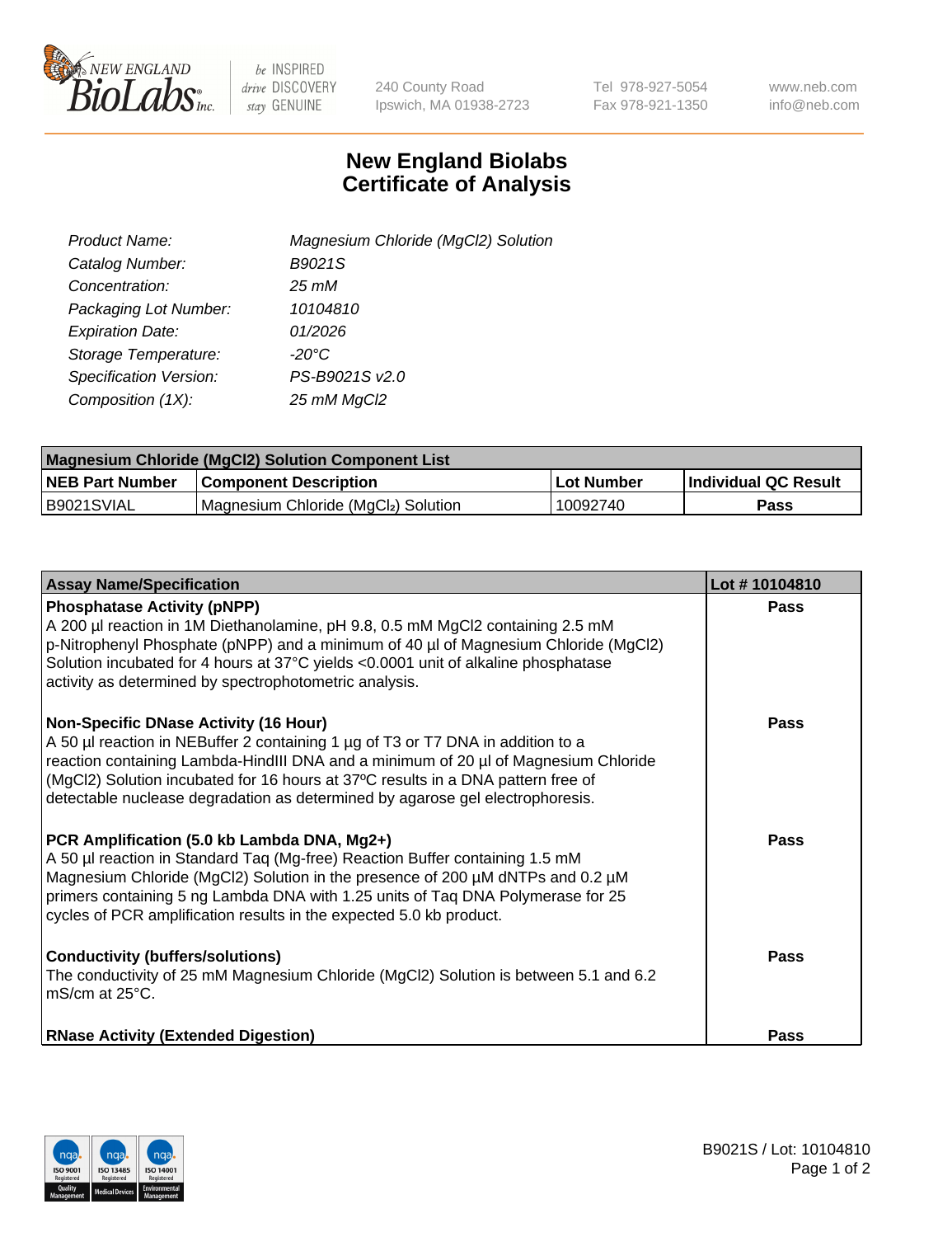# New England Biolabs
# Certificate of Analysis

| | |
|---|---|
| *Product Name:* | *Magnesium Chloride (MgCl2) Solution* |
| *Catalog Number:* | *B9021S* |
| *Concentration:* | *25 mM* |
| *Packaging Lot Number:* | *10104810* |
| *Expiration Date:* | *01/2026* |
| *Storage Temperature:* | *-20°C* |
| *Specification Version:* | *PS-B9021S v2.0* |
| *Composition (1X):* | *25 mM MgCl2* |

| Magnesium Chloride (MgCl2) Solution Component List | | | |
|---|---|---|---|
| **NEB Part Number** | **Component Description** | **Lot Number** | **Individual QC Result** |
| B9021SVIAL | Magnesium Chloride ($MgCl_2$) Solution | 10092740 | **Pass** |

| Assay Name/Specification | Lot # 10104810 |
|---|---|
| **Phosphatase Activity (pNPP)**<br>A 200 µl reaction in 1M Diethanolamine, pH 9.8, 0.5 mM MgCl2 containing 2.5 mM p-Nitrophenyl Phosphate (pNPP) and a minimum of 40 µl of Magnesium Chloride (MgCl2) Solution incubated for 4 hours at 37°C yields <0.0001 unit of alkaline phosphatase activity as determined by spectrophotometric analysis. | **Pass** |
| **Non-Specific DNase Activity (16 Hour)**<br>A 50 µl reaction in NEBuffer 2 containing 1 µg of T3 or T7 DNA in addition to a reaction containing Lambda-HindIII DNA and a minimum of 20 µl of Magnesium Chloride (MgCl2) Solution incubated for 16 hours at 37ºC results in a DNA pattern free of detectable nuclease degradation as determined by agarose gel electrophoresis. | **Pass** |
| **PCR Amplification (5.0 kb Lambda DNA, Mg2+)**<br>A 50 µl reaction in Standard Taq (Mg-free) Reaction Buffer containing 1.5 mM Magnesium Chloride (MgCl2) Solution in the presence of 200 µM dNTPs and 0.2 µM primers containing 5 ng Lambda DNA with 1.25 units of Taq DNA Polymerase for 25 cycles of PCR amplification results in the expected 5.0 kb product. | **Pass** |
| **Conductivity (buffers/solutions)**<br>The conductivity of 25 mM Magnesium Chloride (MgCl2) Solution is between 5.1 and 6.2 mS/cm at 25°C. | **Pass** |
| **RNase Activity (Extended Digestion)** | **Pass** |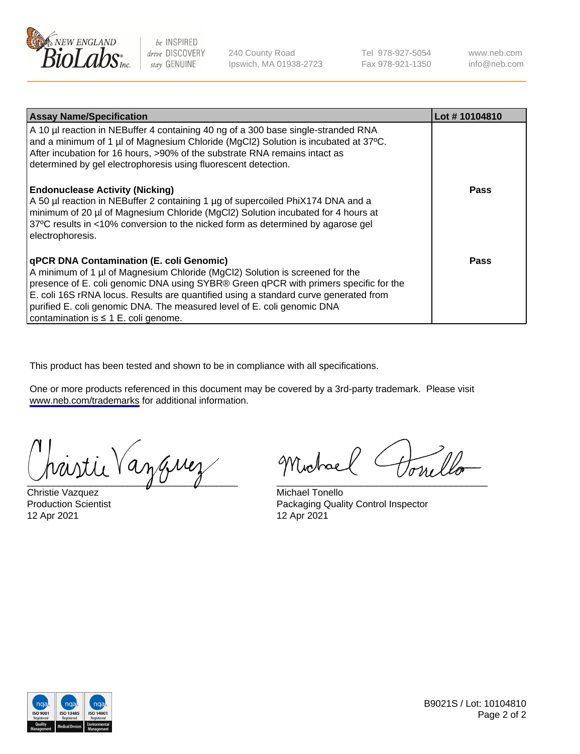| Assay Name/Specification | Lot # 10104810 |
|---|---|
| A 10 µl reaction in NEBuffer 4 containing 40 ng of a 300 base single-stranded RNA and a minimum of 1 µl of Magnesium Chloride ($MgCl_2$) Solution is incubated at 37ºC. After incubation for 16 hours, >90% of the substrate RNA remains intact as determined by gel electrophoresis using fluorescent detection. | |
| **Endonuclease Activity (Nicking)**<br>A 50 µl reaction in NEBuffer 2 containing 1 µg of supercoiled PhiX174 DNA and a minimum of 20 µl of Magnesium Chloride ($MgCl_2$) Solution incubated for 4 hours at 37ºC results in <10% conversion to the nicked form as determined by agarose gel electrophoresis. | **Pass** |
| **qPCR DNA Contamination (E. coli Genomic)**<br>A minimum of 1 µl of Magnesium Chloride ($MgCl_2$) Solution is screened for the presence of E. coli genomic DNA using SYBR® Green qPCR with primers specific for the E. coli 16S rRNA locus. Results are quantified using a standard curve generated from purified E. coli genomic DNA. The measured level of E. coli genomic DNA contamination is ≤ 1 E. coli genome. | **Pass** |

This product has been tested and shown to be in compliance with all specifications.

One or more products referenced in this document may be covered by a 3rd-party trademark. Please visit www.neb.com/trademarks for additional information.

Christie Vazquez
Production Scientist
12 Apr 2021

Michael Tonello
Packaging Quality Control Inspector
12 Apr 2021

B9021S / Lot: 10104810